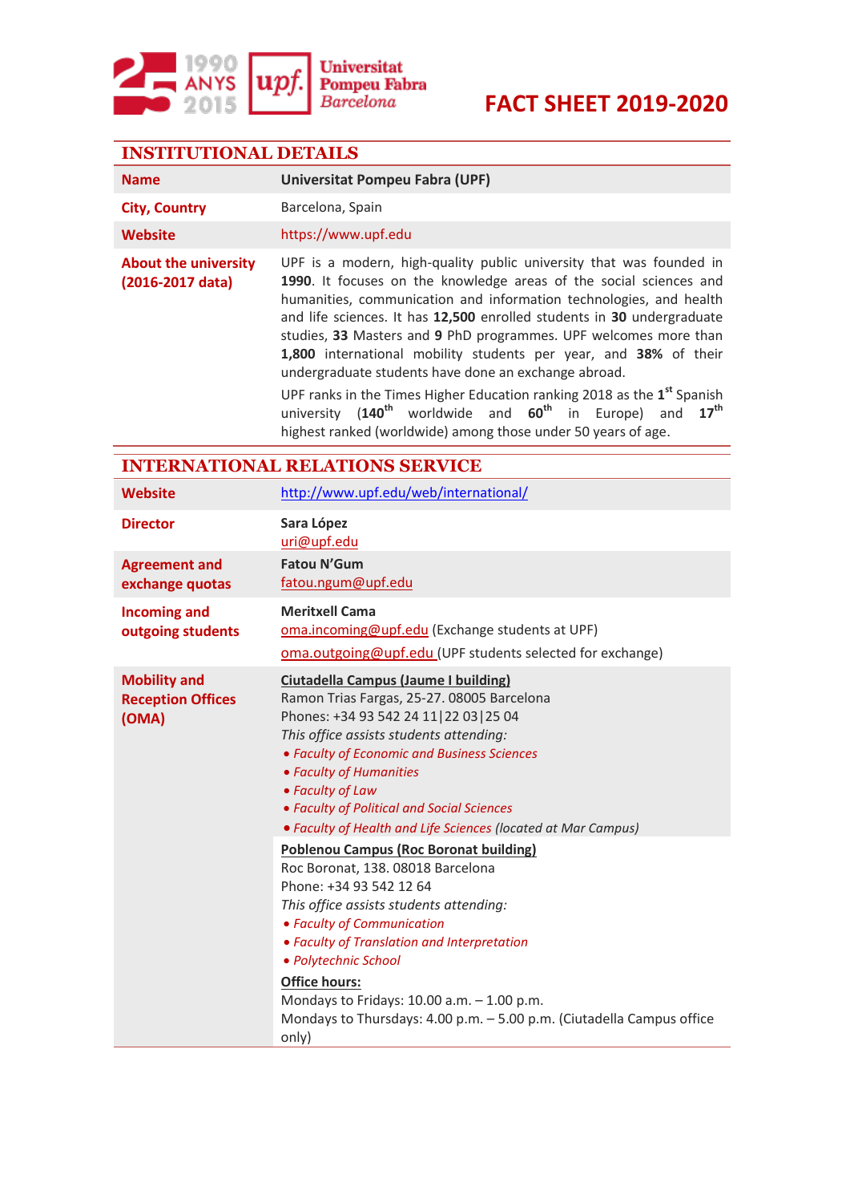# FACT SHEET 2019-2020

## INSTITUTIONAL DETAILS

| | |
|---|---|
| **Name** | **Universitat Pompeu Fabra (UPF)** |
| **City, Country** | Barcelona, Spain |
| **Website** | https://www.upf.edu |
| **About the university (2016-2017 data)** | UPF is a modern, high-quality public university that was founded in **1990**. It focuses on the knowledge areas of the social sciences and humanities, communication and information technologies, and health and life sciences. It has **12,500** enrolled students in **30** undergraduate studies, **33** Masters and **9** PhD programmes. UPF welcomes more than **1,800** international mobility students per year, and **38%** of their undergraduate students have done an exchange abroad.<br><br>UPF ranks in the Times Higher Education ranking 2018 as the 1st Spanish university (**140th** worldwide and **60th** in Europe) and **17th** highest ranked (worldwide) among those under 50 years of age. |

## INTERNATIONAL RELATIONS SERVICE

| | |
|---|---|
| **Website** | http://www.upf.edu/web/international/ |
| **Director** | **Sara López**<br>uri@upf.edu |
| **Agreement and exchange quotas** | **Fatou N'Gum**<br>fatou.ngum@upf.edu |
| **Incoming and outgoing students** | **Meritxell Cama**<br>oma.incoming@upf.edu (Exchange students at UPF)<br>oma.outgoing@upf.edu (UPF students selected for exchange) |
| **Mobility and Reception Offices (OMA)** | **Ciutadella Campus (Jaume I building)**<br>Ramon Trias Fargas, 25-27. 08005 Barcelona<br>Phones: +34 93 542 24 11\|22 03\|25 04<br>*This office assists students attending:*<br>• *Faculty of Economic and Business Sciences*<br>• *Faculty of Humanities*<br>• *Faculty of Law*<br>• *Faculty of Political and Social Sciences*<br>• *Faculty of Health and Life Sciences (located at Mar Campus)*<br><br>**Poblenou Campus (Roc Boronat building)**<br>Roc Boronat, 138. 08018 Barcelona<br>Phone: +34 93 542 12 64<br>*This office assists students attending:*<br>• *Faculty of Communication*<br>• *Faculty of Translation and Interpretation*<br>• *Polytechnic School*<br><br>**Office hours:**<br>Mondays to Fridays: 10.00 a.m. – 1.00 p.m.<br>Mondays to Thursdays: 4.00 p.m. – 5.00 p.m. (Ciutadella Campus office only) |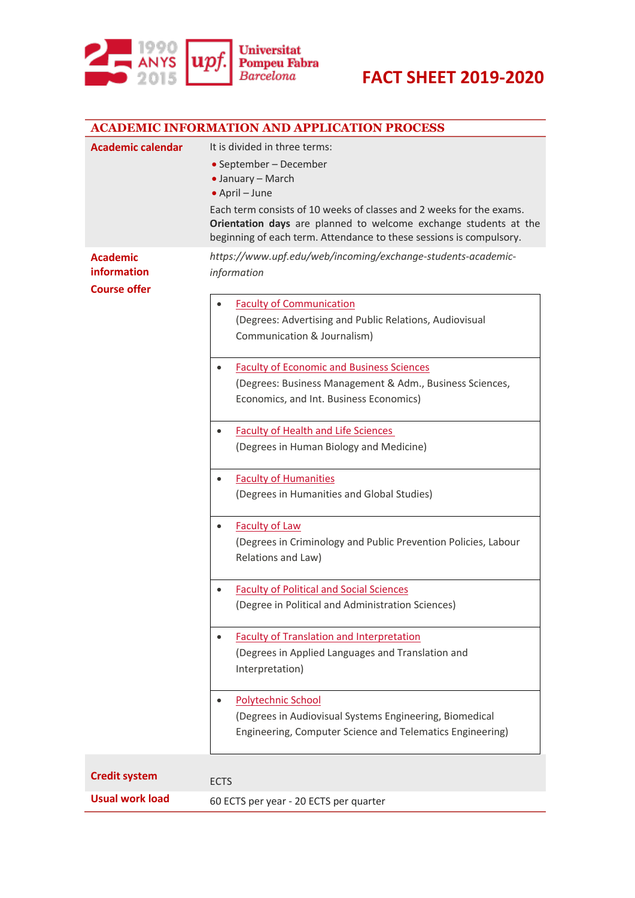FACT SHEET 2019-2020

## ACADEMIC INFORMATION AND APPLICATION PROCESS

**Academic calendar**

It is divided in three terms:

- September – December
- January – March
- April – June

Each term consists of 10 weeks of classes and 2 weeks for the exams. **Orientation days** are planned to welcome exchange students at the beginning of each term. Attendance to these sessions is compulsory.

**Academic information**

*https://www.upf.edu/web/incoming/exchange-students-academic-information*

**Course offer**

- Faculty of Communication
  (Degrees: Advertising and Public Relations, Audiovisual Communication & Journalism)
- Faculty of Economic and Business Sciences
  (Degrees: Business Management & Adm., Business Sciences, Economics, and Int. Business Economics)
- Faculty of Health and Life Sciences
  (Degrees in Human Biology and Medicine)
- Faculty of Humanities
  (Degrees in Humanities and Global Studies)
- Faculty of Law
  (Degrees in Criminology and Public Prevention Policies, Labour Relations and Law)
- Faculty of Political and Social Sciences
  (Degree in Political and Administration Sciences)
- Faculty of Translation and Interpretation
  (Degrees in Applied Languages and Translation and Interpretation)
- Polytechnic School
  (Degrees in Audiovisual Systems Engineering, Biomedical Engineering, Computer Science and Telematics Engineering)

**Credit system**

ECTS

**Usual work load**

60 ECTS per year - 20 ECTS per quarter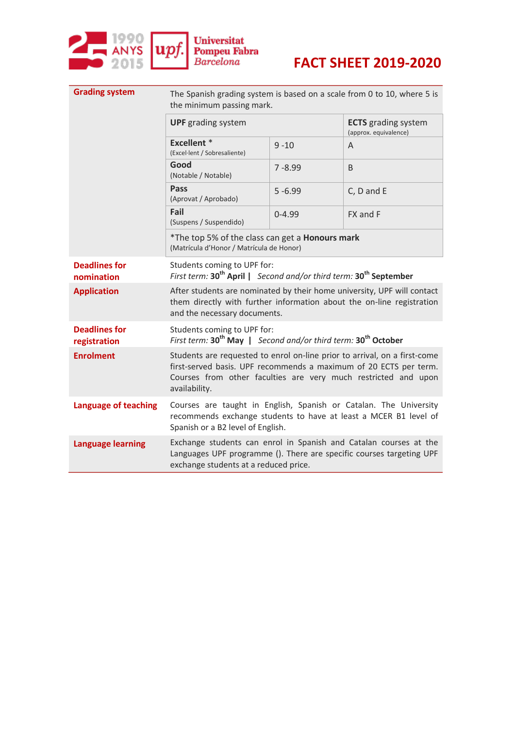# FACT SHEET 2019-2020

Universitat Pompeu Fabra Barcelona

| | |
|---|---|
| **Grading system** | The Spanish grading system is based on a scale from 0 to 10, where 5 is the minimum passing mark. |

| **UPF** grading system | | **ECTS** grading system (approx. equivalence) |
|---|---|---|
| **Excellent** * (Excel·lent / Sobresaliente) | 9 -10 | A |
| **Good** (Notable / Notable) | 7 -8.99 | B |
| **Pass** (Aprovat / Aprobado) | 5 -6.99 | C, D and E |
| **Fail** (Suspens / Suspendido) | 0-4.99 | FX and F |
| *The top 5% of the class can get a **Honours mark** (Matrícula d'Honor / Matrícula de Honor) | | |

| | |
|---|---|
| **Deadlines for nomination** | Students coming to UPF for: *First term:* **30th April** \| *Second and/or third term:* **30th September** |
| **Application** | After students are nominated by their home university, UPF will contact them directly with further information about the on-line registration and the necessary documents. |
| **Deadlines for registration** | Students coming to UPF for: *First term:* **30th May** \| *Second and/or third term:* **30th October** |
| **Enrolment** | Students are requested to enrol on-line prior to arrival, on a first-come first-served basis. UPF recommends a maximum of 20 ECTS per term. Courses from other faculties are very much restricted and upon availability. |
| **Language of teaching** | Courses are taught in English, Spanish or Catalan. The University recommends exchange students to have at least a MCER B1 level of Spanish or a B2 level of English. |
| **Language learning** | Exchange students can enrol in Spanish and Catalan courses at the Languages UPF programme (). There are specific courses targeting UPF exchange students at a reduced price. |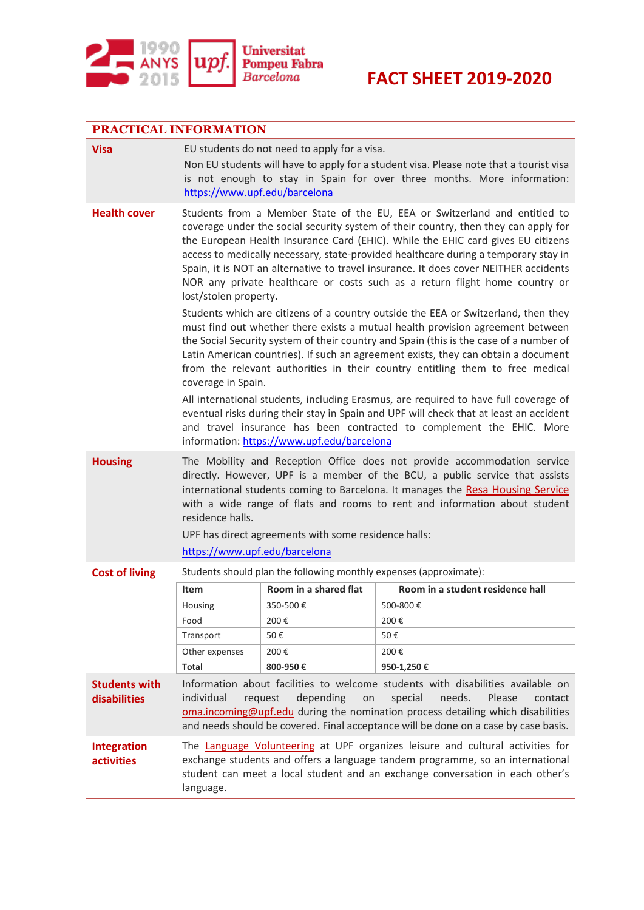# FACT SHEET 2019-2020

## PRACTICAL INFORMATION

**Visa**

EU students do not need to apply for a visa.

Non EU students will have to apply for a student visa. Please note that a tourist visa is not enough to stay in Spain for over three months. More information: https://www.upf.edu/barcelona

**Health cover**

Students from a Member State of the EU, EEA or Switzerland and entitled to coverage under the social security system of their country, then they can apply for the European Health Insurance Card (EHIC). While the EHIC card gives EU citizens access to medically necessary, state-provided healthcare during a temporary stay in Spain, it is NOT an alternative to travel insurance. It does cover NEITHER accidents NOR any private healthcare or costs such as a return flight home country or lost/stolen property.

Students which are citizens of a country outside the EEA or Switzerland, then they must find out whether there exists a mutual health provision agreement between the Social Security system of their country and Spain (this is the case of a number of Latin American countries). If such an agreement exists, they can obtain a document from the relevant authorities in their country entitling them to free medical coverage in Spain.

All international students, including Erasmus, are required to have full coverage of eventual risks during their stay in Spain and UPF will check that at least an accident and travel insurance has been contracted to complement the EHIC. More information: https://www.upf.edu/barcelona

**Housing**

The Mobility and Reception Office does not provide accommodation service directly. However, UPF is a member of the BCU, a public service that assists international students coming to Barcelona. It manages the Resa Housing Service with a wide range of flats and rooms to rent and information about student residence halls.

UPF has direct agreements with some residence halls:

https://www.upf.edu/barcelona

**Cost of living**

Students should plan the following monthly expenses (approximate):

| Item | Room in a shared flat | Room in a student residence hall |
|---|---|---|
| Housing | 350-500 € | 500-800 € |
| Food | 200 € | 200 € |
| Transport | 50 € | 50 € |
| Other expenses | 200 € | 200 € |
| **Total** | **800-950 €** | **950-1,250 €** |

**Students with disabilities**

Information about facilities to welcome students with disabilities available on individual request depending on special needs. Please contact oma.incoming@upf.edu during the nomination process detailing which disabilities and needs should be covered. Final acceptance will be done on a case by case basis.

**Integration activities**

The Language Volunteering at UPF organizes leisure and cultural activities for exchange students and offers a language tandem programme, so an international student can meet a local student and an exchange conversation in each other's language.